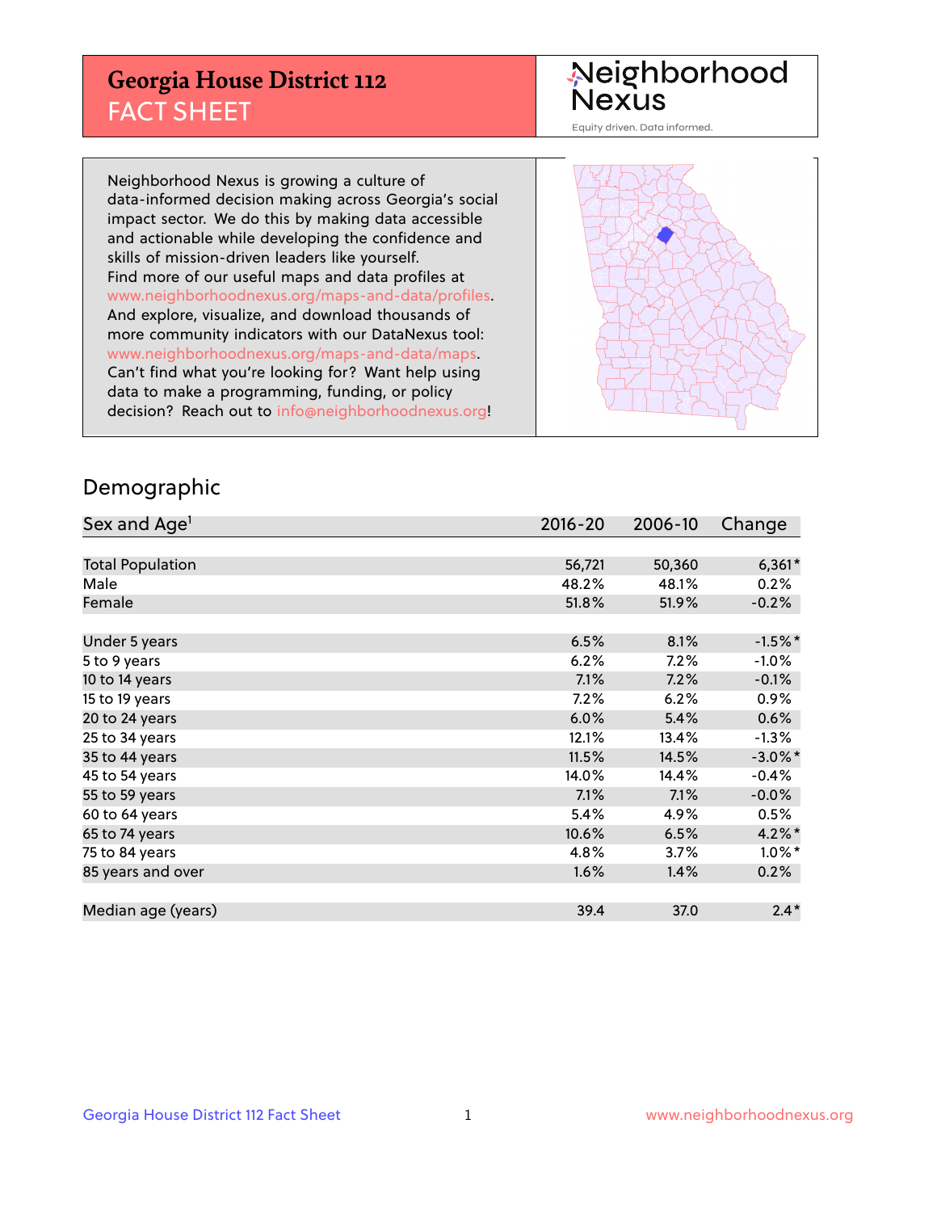# Georgia House District 112
## FACT SHEET

Neighborhood Nexus

Equity driven. Data informed.

Neighborhood Nexus is growing a culture of data-informed decision making across Georgia's social impact sector. We do this by making data accessible and actionable while developing the confidence and skills of mission-driven leaders like yourself. Find more of our useful maps and data profiles at www.neighborhoodnexus.org/maps-and-data/profiles. And explore, visualize, and download thousands of more community indicators with our DataNexus tool: www.neighborhoodnexus.org/maps-and-data/maps. Can't find what you're looking for? Want help using data to make a programming, funding, or policy decision? Reach out to info@neighborhoodnexus.org!

## Demographic

| Sex and Age[1] | 2016-20 | 2006-10 | Change |
|---|---|---|---|
| Total Population | 56,721 | 50,360 | 6,361* |
| Male | 48.2% | 48.1% | 0.2% |
| Female | 51.8% | 51.9% | -0.2% |
| | | | |
| Under 5 years | 6.5% | 8.1% | -1.5%* |
| 5 to 9 years | 6.2% | 7.2% | -1.0% |
| 10 to 14 years | 7.1% | 7.2% | -0.1% |
| 15 to 19 years | 7.2% | 6.2% | 0.9% |
| 20 to 24 years | 6.0% | 5.4% | 0.6% |
| 25 to 34 years | 12.1% | 13.4% | -1.3% |
| 35 to 44 years | 11.5% | 14.5% | -3.0%* |
| 45 to 54 years | 14.0% | 14.4% | -0.4% |
| 55 to 59 years | 7.1% | 7.1% | -0.0% |
| 60 to 64 years | 5.4% | 4.9% | 0.5% |
| 65 to 74 years | 10.6% | 6.5% | 4.2%* |
| 75 to 84 years | 4.8% | 3.7% | 1.0%* |
| 85 years and over | 1.6% | 1.4% | 0.2% |
| | | | |
| Median age (years) | 39.4 | 37.0 | 2.4* |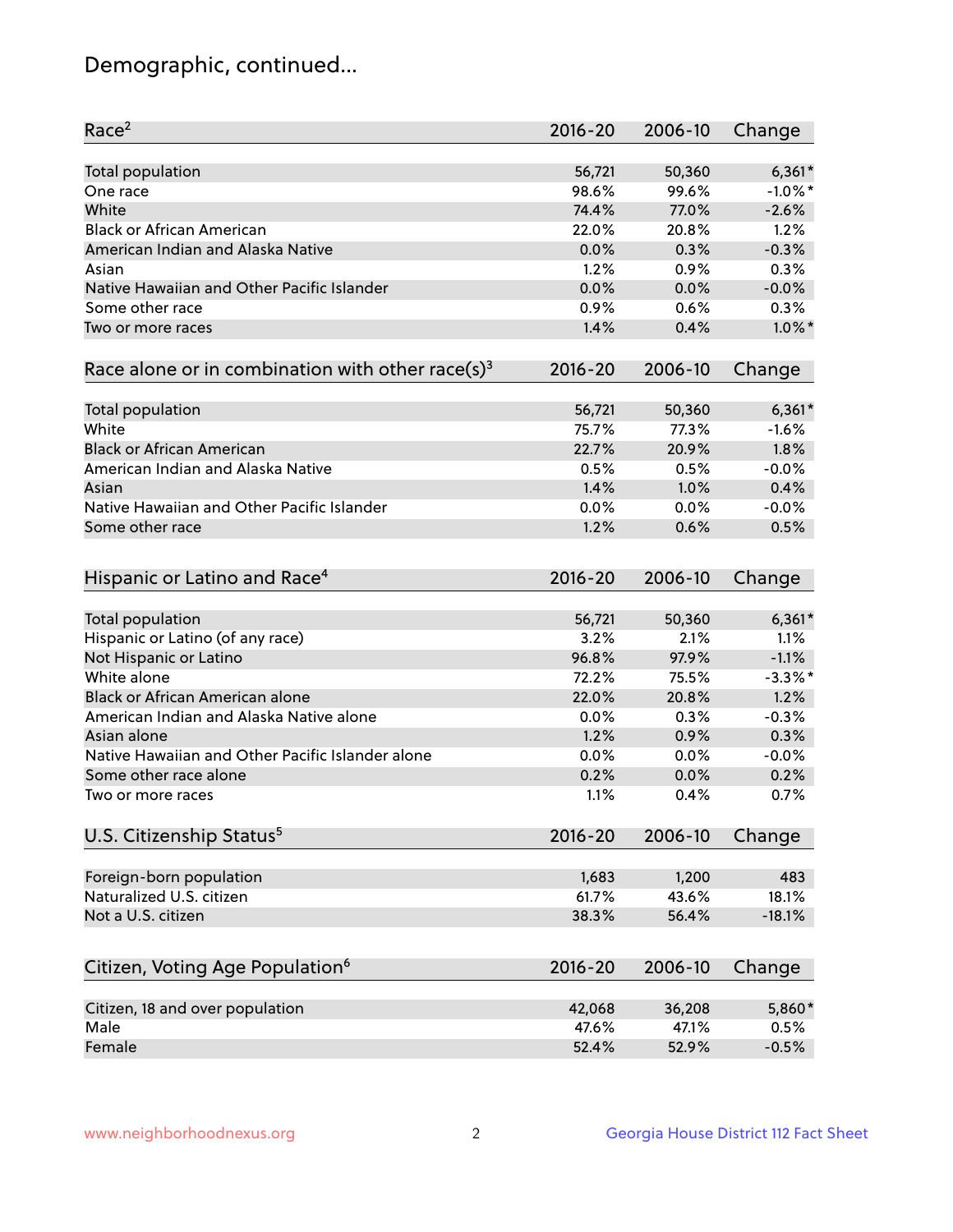# Demographic, continued...

| Race[2] | 2016-20 | 2006-10 | Change |
|---|---|---|---|
| Total population | 56,721 | 50,360 | 6,361* |
| One race | 98.6% | 99.6% | -1.0%* |
| White | 74.4% | 77.0% | -2.6% |
| Black or African American | 22.0% | 20.8% | 1.2% |
| American Indian and Alaska Native | 0.0% | 0.3% | -0.3% |
| Asian | 1.2% | 0.9% | 0.3% |
| Native Hawaiian and Other Pacific Islander | 0.0% | 0.0% | -0.0% |
| Some other race | 0.9% | 0.6% | 0.3% |
| Two or more races | 1.4% | 0.4% | 1.0%* |

| Race alone or in combination with other race(s)[3] | 2016-20 | 2006-10 | Change |
|---|---|---|---|
| Total population | 56,721 | 50,360 | 6,361* |
| White | 75.7% | 77.3% | -1.6% |
| Black or African American | 22.7% | 20.9% | 1.8% |
| American Indian and Alaska Native | 0.5% | 0.5% | -0.0% |
| Asian | 1.4% | 1.0% | 0.4% |
| Native Hawaiian and Other Pacific Islander | 0.0% | 0.0% | -0.0% |
| Some other race | 1.2% | 0.6% | 0.5% |

| Hispanic or Latino and Race[4] | 2016-20 | 2006-10 | Change |
|---|---|---|---|
| Total population | 56,721 | 50,360 | 6,361* |
| Hispanic or Latino (of any race) | 3.2% | 2.1% | 1.1% |
| Not Hispanic or Latino | 96.8% | 97.9% | -1.1% |
| White alone | 72.2% | 75.5% | -3.3%* |
| Black or African American alone | 22.0% | 20.8% | 1.2% |
| American Indian and Alaska Native alone | 0.0% | 0.3% | -0.3% |
| Asian alone | 1.2% | 0.9% | 0.3% |
| Native Hawaiian and Other Pacific Islander alone | 0.0% | 0.0% | -0.0% |
| Some other race alone | 0.2% | 0.0% | 0.2% |
| Two or more races | 1.1% | 0.4% | 0.7% |

| U.S. Citizenship Status[5] | 2016-20 | 2006-10 | Change |
|---|---|---|---|
| Foreign-born population | 1,683 | 1,200 | 483 |
| Naturalized U.S. citizen | 61.7% | 43.6% | 18.1% |
| Not a U.S. citizen | 38.3% | 56.4% | -18.1% |

| Citizen, Voting Age Population[6] | 2016-20 | 2006-10 | Change |
|---|---|---|---|
| Citizen, 18 and over population | 42,068 | 36,208 | 5,860* |
| Male | 47.6% | 47.1% | 0.5% |
| Female | 52.4% | 52.9% | -0.5% |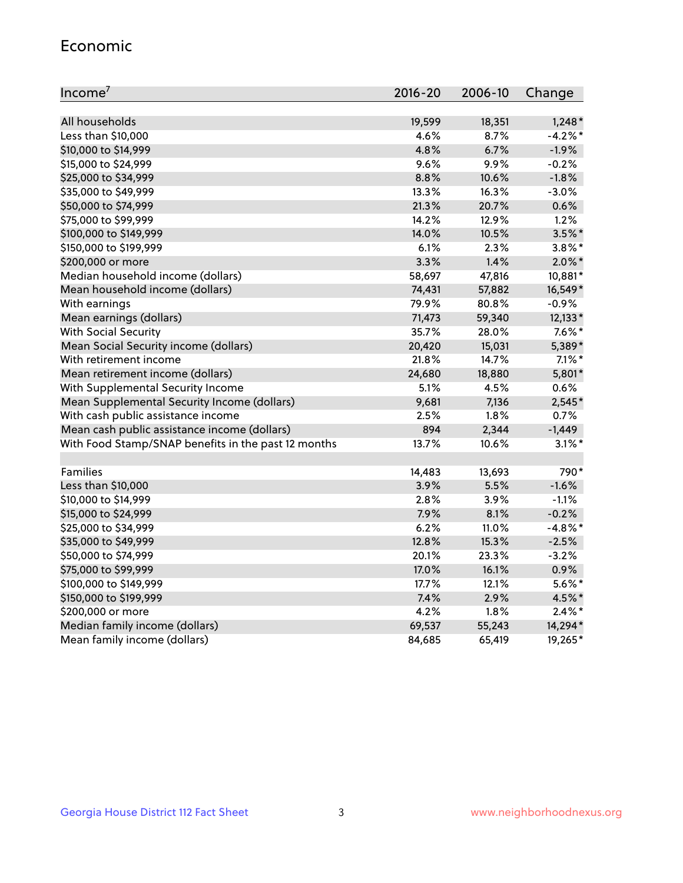## Economic

| Income[7] | 2016-20 | 2006-10 | Change |
|---|---|---|---|
| All households | 19,599 | 18,351 | 1,248* |
| Less than $10,000 | 4.6% | 8.7% | -4.2%* |
| $10,000 to $14,999 | 4.8% | 6.7% | -1.9% |
| $15,000 to $24,999 | 9.6% | 9.9% | -0.2% |
| $25,000 to $34,999 | 8.8% | 10.6% | -1.8% |
| $35,000 to $49,999 | 13.3% | 16.3% | -3.0% |
| $50,000 to $74,999 | 21.3% | 20.7% | 0.6% |
| $75,000 to $99,999 | 14.2% | 12.9% | 1.2% |
| $100,000 to $149,999 | 14.0% | 10.5% | 3.5%* |
| $150,000 to $199,999 | 6.1% | 2.3% | 3.8%* |
| $200,000 or more | 3.3% | 1.4% | 2.0%* |
| Median household income (dollars) | 58,697 | 47,816 | 10,881* |
| Mean household income (dollars) | 74,431 | 57,882 | 16,549* |
| With earnings | 79.9% | 80.8% | -0.9% |
| Mean earnings (dollars) | 71,473 | 59,340 | 12,133* |
| With Social Security | 35.7% | 28.0% | 7.6%* |
| Mean Social Security income (dollars) | 20,420 | 15,031 | 5,389* |
| With retirement income | 21.8% | 14.7% | 7.1%* |
| Mean retirement income (dollars) | 24,680 | 18,880 | 5,801* |
| With Supplemental Security Income | 5.1% | 4.5% | 0.6% |
| Mean Supplemental Security Income (dollars) | 9,681 | 7,136 | 2,545* |
| With cash public assistance income | 2.5% | 1.8% | 0.7% |
| Mean cash public assistance income (dollars) | 894 | 2,344 | -1,449 |
| With Food Stamp/SNAP benefits in the past 12 months | 13.7% | 10.6% | 3.1%* |
| | | | |
| Families | 14,483 | 13,693 | 790* |
| Less than $10,000 | 3.9% | 5.5% | -1.6% |
| $10,000 to $14,999 | 2.8% | 3.9% | -1.1% |
| $15,000 to $24,999 | 7.9% | 8.1% | -0.2% |
| $25,000 to $34,999 | 6.2% | 11.0% | -4.8%* |
| $35,000 to $49,999 | 12.8% | 15.3% | -2.5% |
| $50,000 to $74,999 | 20.1% | 23.3% | -3.2% |
| $75,000 to $99,999 | 17.0% | 16.1% | 0.9% |
| $100,000 to $149,999 | 17.7% | 12.1% | 5.6%* |
| $150,000 to $199,999 | 7.4% | 2.9% | 4.5%* |
| $200,000 or more | 4.2% | 1.8% | 2.4%* |
| Median family income (dollars) | 69,537 | 55,243 | 14,294* |
| Mean family income (dollars) | 84,685 | 65,419 | 19,265* |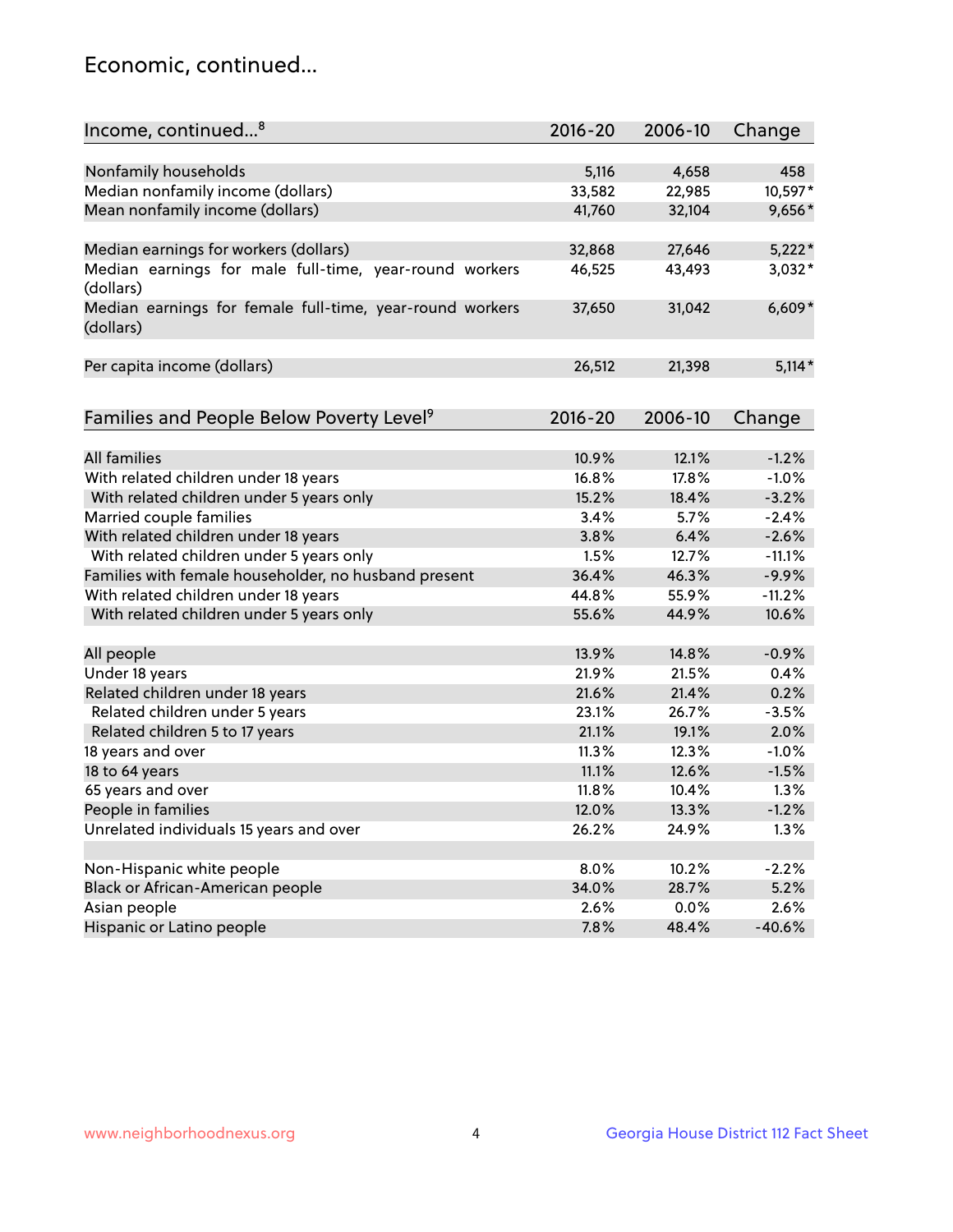## Economic, continued...

| Income, continued...[8] | 2016-20 | 2006-10 | Change |
|---|---|---|---|
| Nonfamily households | 5,116 | 4,658 | 458 |
| Median nonfamily income (dollars) | 33,582 | 22,985 | 10,597* |
| Mean nonfamily income (dollars) | 41,760 | 32,104 | 9,656* |
| Median earnings for workers (dollars) | 32,868 | 27,646 | 5,222* |
| Median earnings for male full-time, year-round workers (dollars) | 46,525 | 43,493 | 3,032* |
| Median earnings for female full-time, year-round workers (dollars) | 37,650 | 31,042 | 6,609* |
| Per capita income (dollars) | 26,512 | 21,398 | 5,114* |

| Families and People Below Poverty Level[9] | 2016-20 | 2006-10 | Change |
|---|---|---|---|
| All families | 10.9% | 12.1% | -1.2% |
| With related children under 18 years | 16.8% | 17.8% | -1.0% |
| With related children under 5 years only | 15.2% | 18.4% | -3.2% |
| Married couple families | 3.4% | 5.7% | -2.4% |
| With related children under 18 years | 3.8% | 6.4% | -2.6% |
| With related children under 5 years only | 1.5% | 12.7% | -11.1% |
| Families with female householder, no husband present | 36.4% | 46.3% | -9.9% |
| With related children under 18 years | 44.8% | 55.9% | -11.2% |
| With related children under 5 years only | 55.6% | 44.9% | 10.6% |
| All people | 13.9% | 14.8% | -0.9% |
| Under 18 years | 21.9% | 21.5% | 0.4% |
| Related children under 18 years | 21.6% | 21.4% | 0.2% |
| Related children under 5 years | 23.1% | 26.7% | -3.5% |
| Related children 5 to 17 years | 21.1% | 19.1% | 2.0% |
| 18 years and over | 11.3% | 12.3% | -1.0% |
| 18 to 64 years | 11.1% | 12.6% | -1.5% |
| 65 years and over | 11.8% | 10.4% | 1.3% |
| People in families | 12.0% | 13.3% | -1.2% |
| Unrelated individuals 15 years and over | 26.2% | 24.9% | 1.3% |
| Non-Hispanic white people | 8.0% | 10.2% | -2.2% |
| Black or African-American people | 34.0% | 28.7% | 5.2% |
| Asian people | 2.6% | 0.0% | 2.6% |
| Hispanic or Latino people | 7.8% | 48.4% | -40.6% |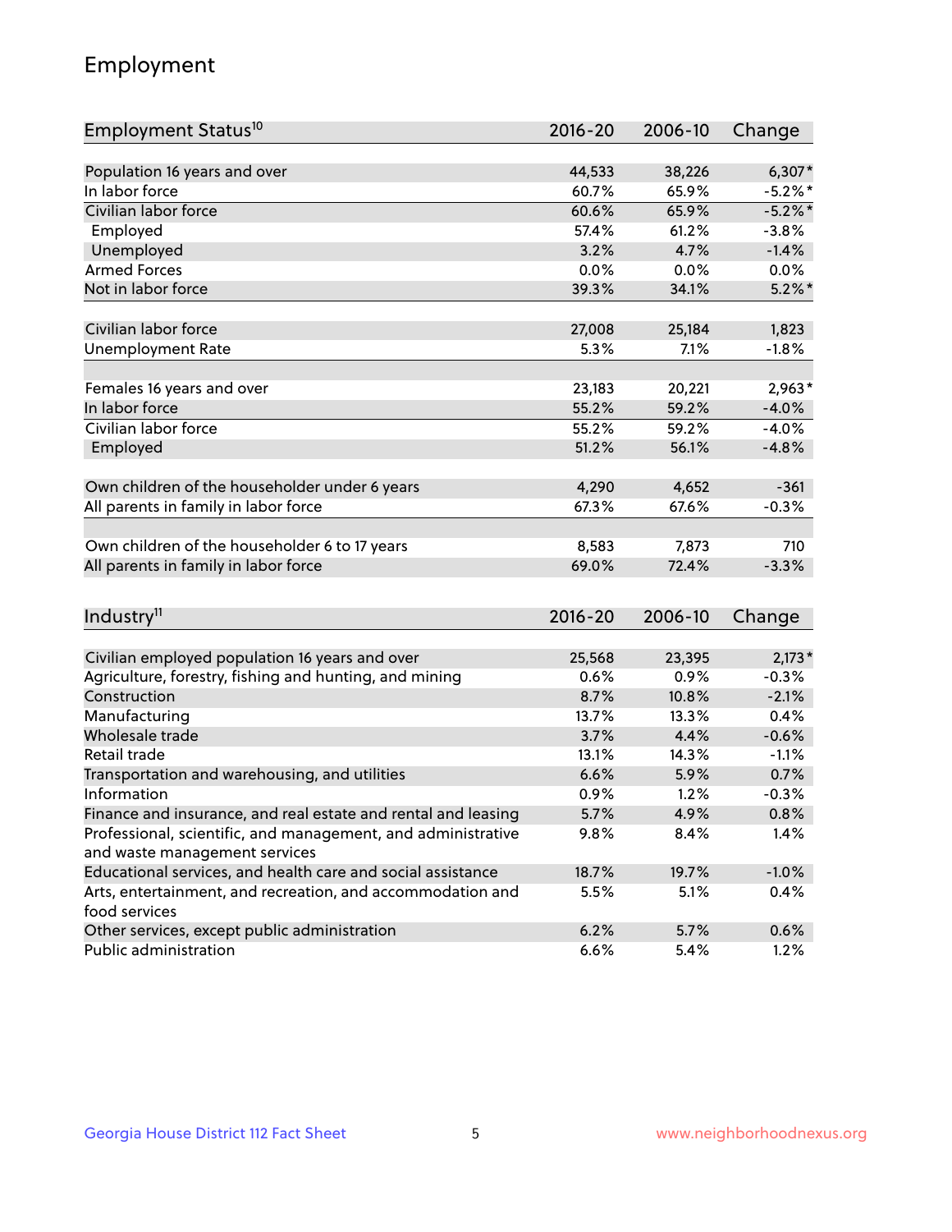## Employment

| Employment Status[10] | 2016-20 | 2006-10 | Change |
|---|---|---|---|
| Population 16 years and over | 44,533 | 38,226 | 6,307* |
| In labor force | 60.7% | 65.9% | -5.2%* |
| Civilian labor force | 60.6% | 65.9% | -5.2%* |
| Employed | 57.4% | 61.2% | -3.8% |
| Unemployed | 3.2% | 4.7% | -1.4% |
| Armed Forces | 0.0% | 0.0% | 0.0% |
| Not in labor force | 39.3% | 34.1% | 5.2%* |
| | | | |
| Civilian labor force | 27,008 | 25,184 | 1,823 |
| Unemployment Rate | 5.3% | 7.1% | -1.8% |
| | | | |
| Females 16 years and over | 23,183 | 20,221 | 2,963* |
| In labor force | 55.2% | 59.2% | -4.0% |
| Civilian labor force | 55.2% | 59.2% | -4.0% |
| Employed | 51.2% | 56.1% | -4.8% |
| | | | |
| Own children of the householder under 6 years | 4,290 | 4,652 | -361 |
| All parents in family in labor force | 67.3% | 67.6% | -0.3% |
| | | | |
| Own children of the householder 6 to 17 years | 8,583 | 7,873 | 710 |
| All parents in family in labor force | 69.0% | 72.4% | -3.3% |

| Industry[11] | 2016-20 | 2006-10 | Change |
|---|---|---|---|
| Civilian employed population 16 years and over | 25,568 | 23,395 | 2,173* |
| Agriculture, forestry, fishing and hunting, and mining | 0.6% | 0.9% | -0.3% |
| Construction | 8.7% | 10.8% | -2.1% |
| Manufacturing | 13.7% | 13.3% | 0.4% |
| Wholesale trade | 3.7% | 4.4% | -0.6% |
| Retail trade | 13.1% | 14.3% | -1.1% |
| Transportation and warehousing, and utilities | 6.6% | 5.9% | 0.7% |
| Information | 0.9% | 1.2% | -0.3% |
| Finance and insurance, and real estate and rental and leasing | 5.7% | 4.9% | 0.8% |
| Professional, scientific, and management, and administrative and waste management services | 9.8% | 8.4% | 1.4% |
| Educational services, and health care and social assistance | 18.7% | 19.7% | -1.0% |
| Arts, entertainment, and recreation, and accommodation and food services | 5.5% | 5.1% | 0.4% |
| Other services, except public administration | 6.2% | 5.7% | 0.6% |
| Public administration | 6.6% | 5.4% | 1.2% |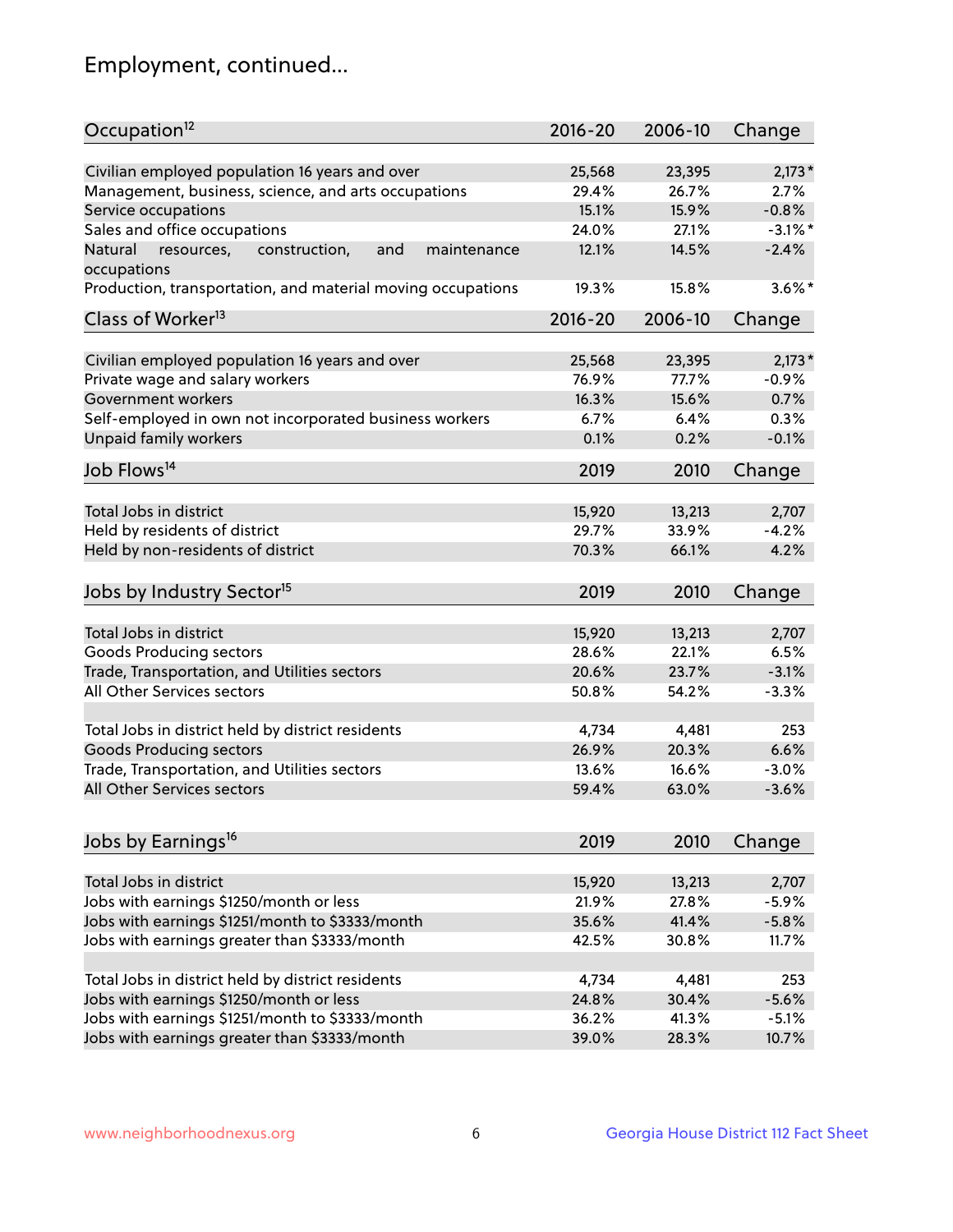## Employment, continued...

| Occupation[12] | 2016-20 | 2006-10 | Change |
|---|---|---|---|
| Civilian employed population 16 years and over | 25,568 | 23,395 | 2,173* |
| Management, business, science, and arts occupations | 29.4% | 26.7% | 2.7% |
| Service occupations | 15.1% | 15.9% | -0.8% |
| Sales and office occupations | 24.0% | 27.1% | -3.1%* |
| Natural resources, construction, and maintenance occupations | 12.1% | 14.5% | -2.4% |
| Production, transportation, and material moving occupations | 19.3% | 15.8% | 3.6%* |

| Class of Worker[13] | 2016-20 | 2006-10 | Change |
|---|---|---|---|
| Civilian employed population 16 years and over | 25,568 | 23,395 | 2,173* |
| Private wage and salary workers | 76.9% | 77.7% | -0.9% |
| Government workers | 16.3% | 15.6% | 0.7% |
| Self-employed in own not incorporated business workers | 6.7% | 6.4% | 0.3% |
| Unpaid family workers | 0.1% | 0.2% | -0.1% |

| Job Flows[14] | 2019 | 2010 | Change |
|---|---|---|---|
| Total Jobs in district | 15,920 | 13,213 | 2,707 |
| Held by residents of district | 29.7% | 33.9% | -4.2% |
| Held by non-residents of district | 70.3% | 66.1% | 4.2% |

| Jobs by Industry Sector[15] | 2019 | 2010 | Change |
|---|---|---|---|
| Total Jobs in district | 15,920 | 13,213 | 2,707 |
| Goods Producing sectors | 28.6% | 22.1% | 6.5% |
| Trade, Transportation, and Utilities sectors | 20.6% | 23.7% | -3.1% |
| All Other Services sectors | 50.8% | 54.2% | -3.3% |
| | | | |
| Total Jobs in district held by district residents | 4,734 | 4,481 | 253 |
| Goods Producing sectors | 26.9% | 20.3% | 6.6% |
| Trade, Transportation, and Utilities sectors | 13.6% | 16.6% | -3.0% |
| All Other Services sectors | 59.4% | 63.0% | -3.6% |

| Jobs by Earnings[16] | 2019 | 2010 | Change |
|---|---|---|---|
| Total Jobs in district | 15,920 | 13,213 | 2,707 |
| Jobs with earnings $1250/month or less | 21.9% | 27.8% | -5.9% |
| Jobs with earnings $1251/month to $3333/month | 35.6% | 41.4% | -5.8% |
| Jobs with earnings greater than $3333/month | 42.5% | 30.8% | 11.7% |
| | | | |
| Total Jobs in district held by district residents | 4,734 | 4,481 | 253 |
| Jobs with earnings $1250/month or less | 24.8% | 30.4% | -5.6% |
| Jobs with earnings $1251/month to $3333/month | 36.2% | 41.3% | -5.1% |
| Jobs with earnings greater than $3333/month | 39.0% | 28.3% | 10.7% |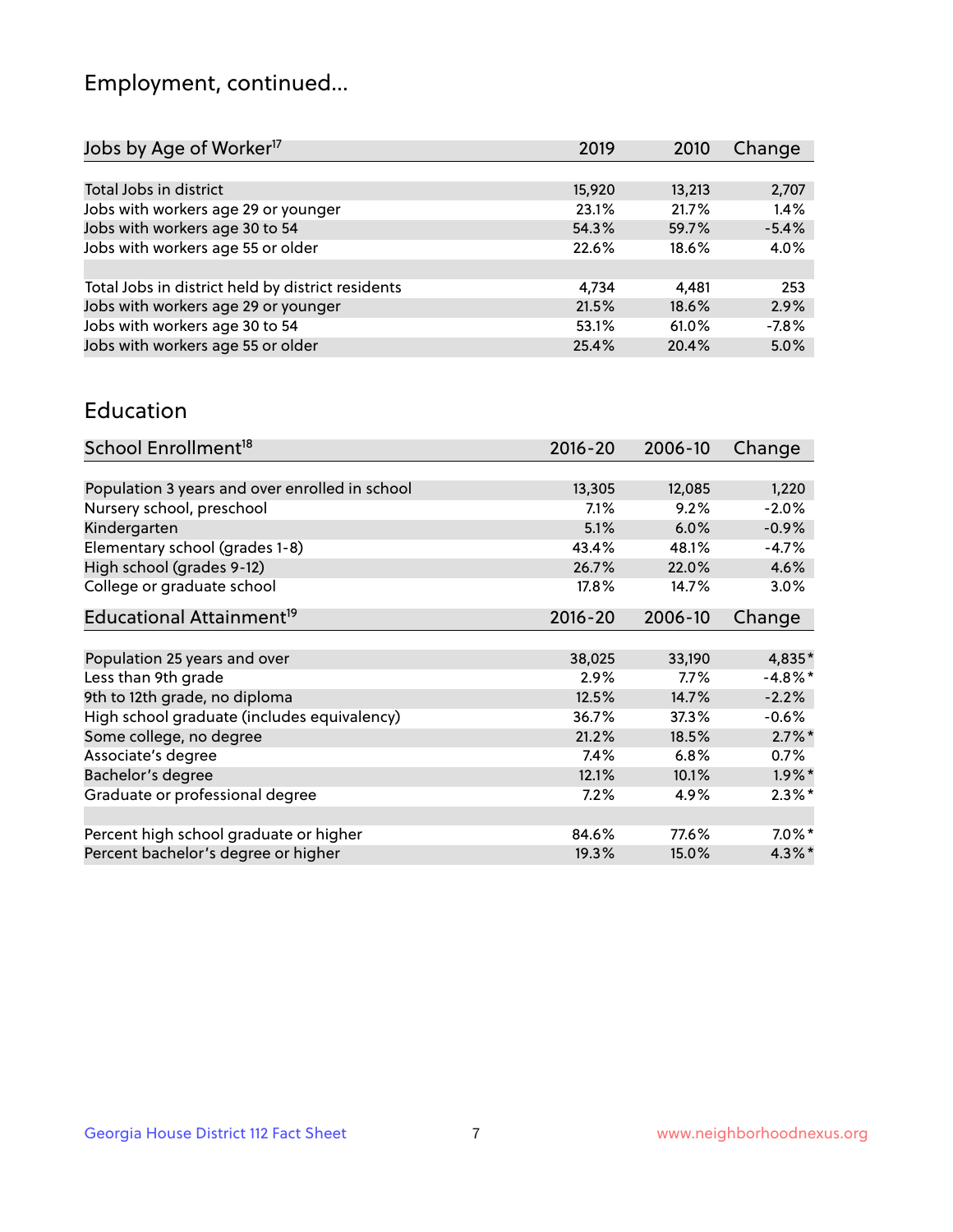## Employment, continued...

| Jobs by Age of Worker[17] | 2019 | 2010 | Change |
|---|---|---|---|
| Total Jobs in district | 15,920 | 13,213 | 2,707 |
| Jobs with workers age 29 or younger | 23.1% | 21.7% | 1.4% |
| Jobs with workers age 30 to 54 | 54.3% | 59.7% | -5.4% |
| Jobs with workers age 55 or older | 22.6% | 18.6% | 4.0% |
| | | | |
| Total Jobs in district held by district residents | 4,734 | 4,481 | 253 |
| Jobs with workers age 29 or younger | 21.5% | 18.6% | 2.9% |
| Jobs with workers age 30 to 54 | 53.1% | 61.0% | -7.8% |
| Jobs with workers age 55 or older | 25.4% | 20.4% | 5.0% |

## Education

| School Enrollment[18] | 2016-20 | 2006-10 | Change |
|---|---|---|---|
| Population 3 years and over enrolled in school | 13,305 | 12,085 | 1,220 |
| Nursery school, preschool | 7.1% | 9.2% | -2.0% |
| Kindergarten | 5.1% | 6.0% | -0.9% |
| Elementary school (grades 1-8) | 43.4% | 48.1% | -4.7% |
| High school (grades 9-12) | 26.7% | 22.0% | 4.6% |
| College or graduate school | 17.8% | 14.7% | 3.0% |

| Educational Attainment[19] | 2016-20 | 2006-10 | Change |
|---|---|---|---|
| Population 25 years and over | 38,025 | 33,190 | 4,835* |
| Less than 9th grade | 2.9% | 7.7% | -4.8%* |
| 9th to 12th grade, no diploma | 12.5% | 14.7% | -2.2% |
| High school graduate (includes equivalency) | 36.7% | 37.3% | -0.6% |
| Some college, no degree | 21.2% | 18.5% | 2.7%* |
| Associate's degree | 7.4% | 6.8% | 0.7% |
| Bachelor's degree | 12.1% | 10.1% | 1.9%* |
| Graduate or professional degree | 7.2% | 4.9% | 2.3%* |
| | | | |
| Percent high school graduate or higher | 84.6% | 77.6% | 7.0%* |
| Percent bachelor's degree or higher | 19.3% | 15.0% | 4.3%* |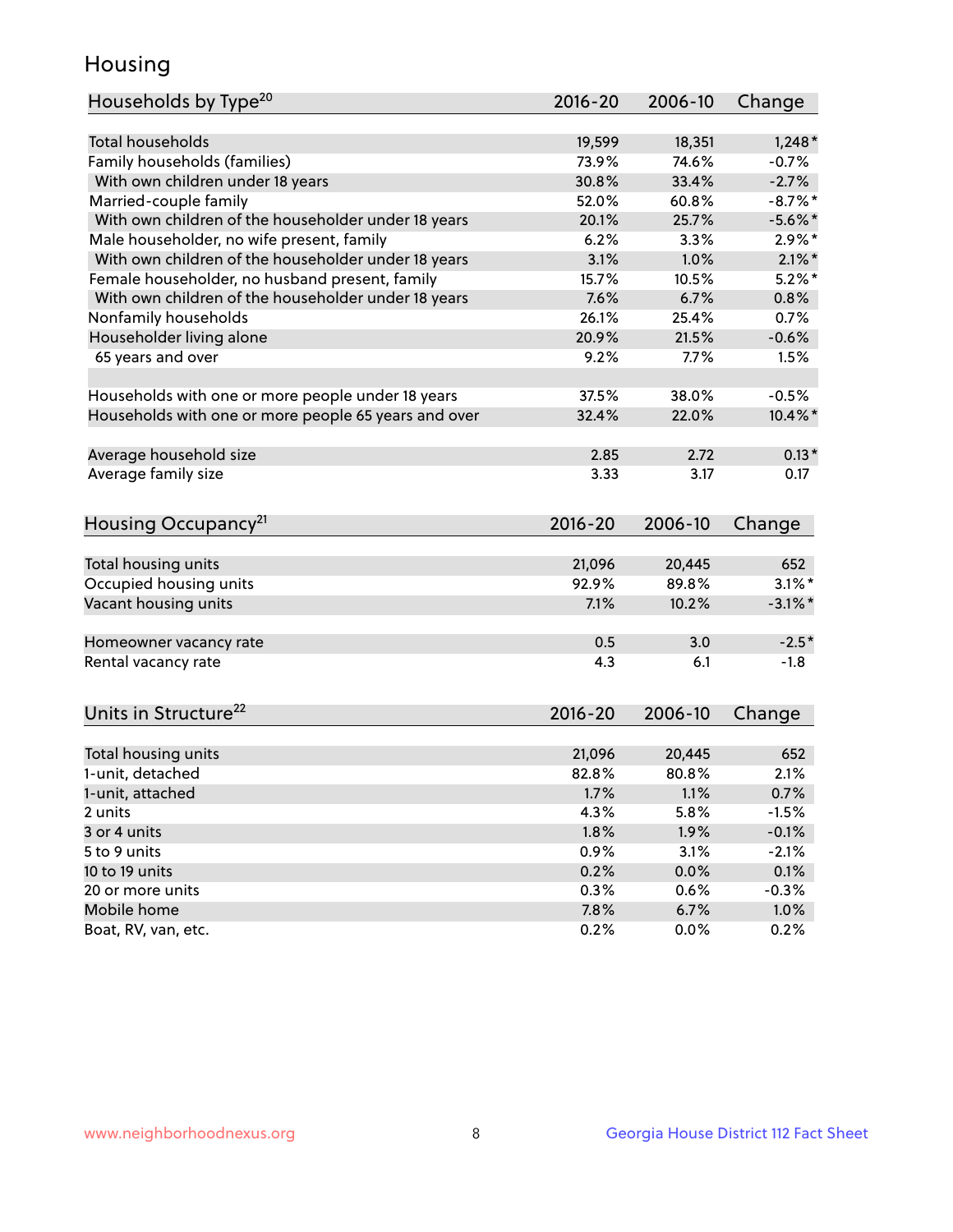# Housing

| Households by Type[20] | 2016-20 | 2006-10 | Change |
|---|---|---|---|
| Total households | 19,599 | 18,351 | 1,248* |
| Family households (families) | 73.9% | 74.6% | -0.7% |
| With own children under 18 years | 30.8% | 33.4% | -2.7% |
| Married-couple family | 52.0% | 60.8% | -8.7%* |
| With own children of the householder under 18 years | 20.1% | 25.7% | -5.6%* |
| Male householder, no wife present, family | 6.2% | 3.3% | 2.9%* |
| With own children of the householder under 18 years | 3.1% | 1.0% | 2.1%* |
| Female householder, no husband present, family | 15.7% | 10.5% | 5.2%* |
| With own children of the householder under 18 years | 7.6% | 6.7% | 0.8% |
| Nonfamily households | 26.1% | 25.4% | 0.7% |
| Householder living alone | 20.9% | 21.5% | -0.6% |
| 65 years and over | 9.2% | 7.7% | 1.5% |
| | | | |
| Households with one or more people under 18 years | 37.5% | 38.0% | -0.5% |
| Households with one or more people 65 years and over | 32.4% | 22.0% | 10.4%* |
| | | | |
| Average household size | 2.85 | 2.72 | 0.13* |
| Average family size | 3.33 | 3.17 | 0.17 |

| Housing Occupancy[21] | 2016-20 | 2006-10 | Change |
|---|---|---|---|
| Total housing units | 21,096 | 20,445 | 652 |
| Occupied housing units | 92.9% | 89.8% | 3.1%* |
| Vacant housing units | 7.1% | 10.2% | -3.1%* |
| | | | |
| Homeowner vacancy rate | 0.5 | 3.0 | -2.5* |
| Rental vacancy rate | 4.3 | 6.1 | -1.8 |

| Units in Structure[22] | 2016-20 | 2006-10 | Change |
|---|---|---|---|
| Total housing units | 21,096 | 20,445 | 652 |
| 1-unit, detached | 82.8% | 80.8% | 2.1% |
| 1-unit, attached | 1.7% | 1.1% | 0.7% |
| 2 units | 4.3% | 5.8% | -1.5% |
| 3 or 4 units | 1.8% | 1.9% | -0.1% |
| 5 to 9 units | 0.9% | 3.1% | -2.1% |
| 10 to 19 units | 0.2% | 0.0% | 0.1% |
| 20 or more units | 0.3% | 0.6% | -0.3% |
| Mobile home | 7.8% | 6.7% | 1.0% |
| Boat, RV, van, etc. | 0.2% | 0.0% | 0.2% |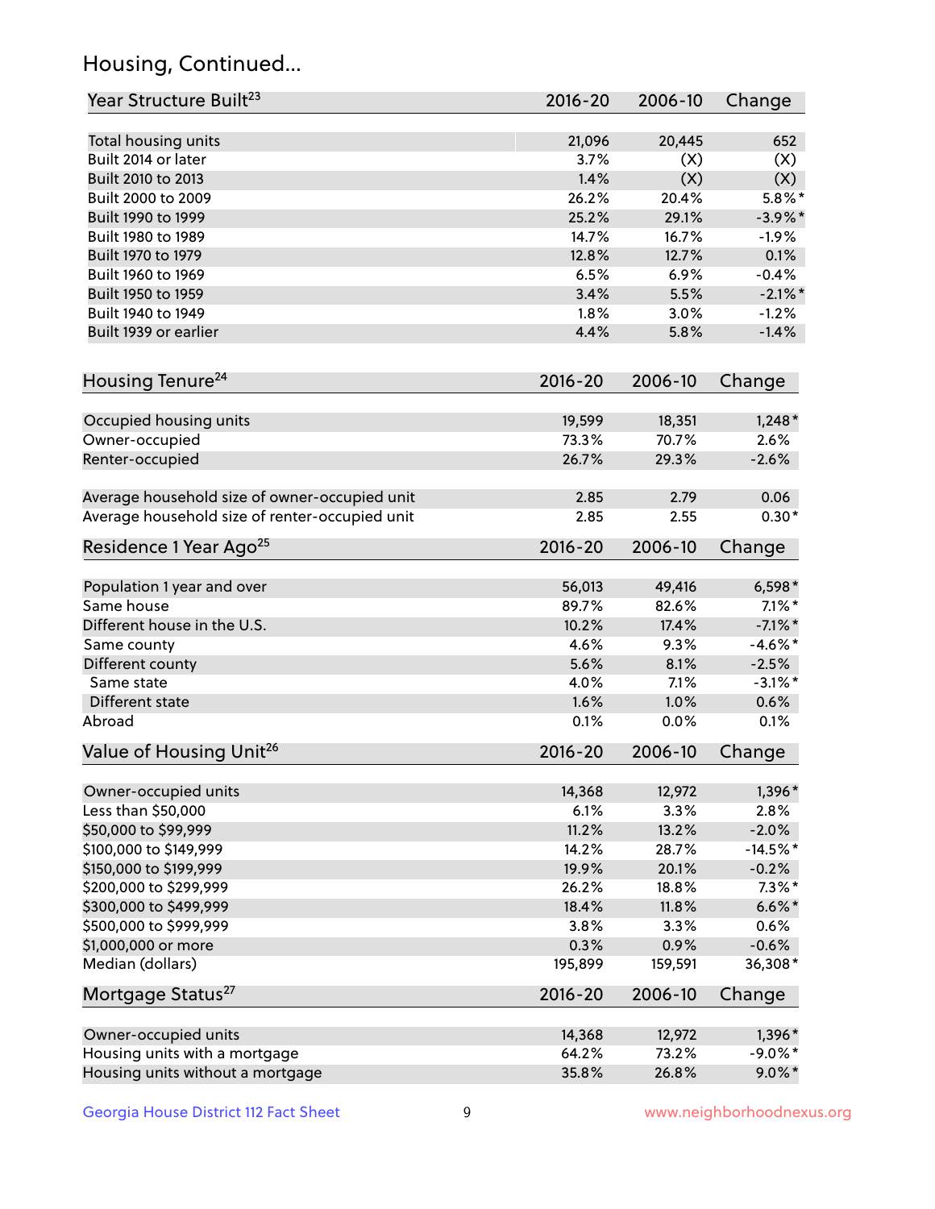## Housing, Continued...

| Year Structure Built[23] | 2016-20 | 2006-10 | Change |
|---|---|---|---|
| Total housing units | 21,096 | 20,445 | 652 |
| Built 2014 or later | 3.7% | (X) | (X) |
| Built 2010 to 2013 | 1.4% | (X) | (X) |
| Built 2000 to 2009 | 26.2% | 20.4% | 5.8%* |
| Built 1990 to 1999 | 25.2% | 29.1% | -3.9%* |
| Built 1980 to 1989 | 14.7% | 16.7% | -1.9% |
| Built 1970 to 1979 | 12.8% | 12.7% | 0.1% |
| Built 1960 to 1969 | 6.5% | 6.9% | -0.4% |
| Built 1950 to 1959 | 3.4% | 5.5% | -2.1%* |
| Built 1940 to 1949 | 1.8% | 3.0% | -1.2% |
| Built 1939 or earlier | 4.4% | 5.8% | -1.4% |

| Housing Tenure[24] | 2016-20 | 2006-10 | Change |
|---|---|---|---|
| Occupied housing units | 19,599 | 18,351 | 1,248* |
| Owner-occupied | 73.3% | 70.7% | 2.6% |
| Renter-occupied | 26.7% | 29.3% | -2.6% |
| Average household size of owner-occupied unit | 2.85 | 2.79 | 0.06 |
| Average household size of renter-occupied unit | 2.85 | 2.55 | 0.30* |

| Residence 1 Year Ago[25] | 2016-20 | 2006-10 | Change |
|---|---|---|---|
| Population 1 year and over | 56,013 | 49,416 | 6,598* |
| Same house | 89.7% | 82.6% | 7.1%* |
| Different house in the U.S. | 10.2% | 17.4% | -7.1%* |
| Same county | 4.6% | 9.3% | -4.6%* |
| Different county | 5.6% | 8.1% | -2.5% |
| Same state | 4.0% | 7.1% | -3.1%* |
| Different state | 1.6% | 1.0% | 0.6% |
| Abroad | 0.1% | 0.0% | 0.1% |

| Value of Housing Unit[26] | 2016-20 | 2006-10 | Change |
|---|---|---|---|
| Owner-occupied units | 14,368 | 12,972 | 1,396* |
| Less than $50,000 | 6.1% | 3.3% | 2.8% |
| $50,000 to $99,999 | 11.2% | 13.2% | -2.0% |
| $100,000 to $149,999 | 14.2% | 28.7% | -14.5%* |
| $150,000 to $199,999 | 19.9% | 20.1% | -0.2% |
| $200,000 to $299,999 | 26.2% | 18.8% | 7.3%* |
| $300,000 to $499,999 | 18.4% | 11.8% | 6.6%* |
| $500,000 to $999,999 | 3.8% | 3.3% | 0.6% |
| $1,000,000 or more | 0.3% | 0.9% | -0.6% |
| Median (dollars) | 195,899 | 159,591 | 36,308* |

| Mortgage Status[27] | 2016-20 | 2006-10 | Change |
|---|---|---|---|
| Owner-occupied units | 14,368 | 12,972 | 1,396* |
| Housing units with a mortgage | 64.2% | 73.2% | -9.0%* |
| Housing units without a mortgage | 35.8% | 26.8% | 9.0%* |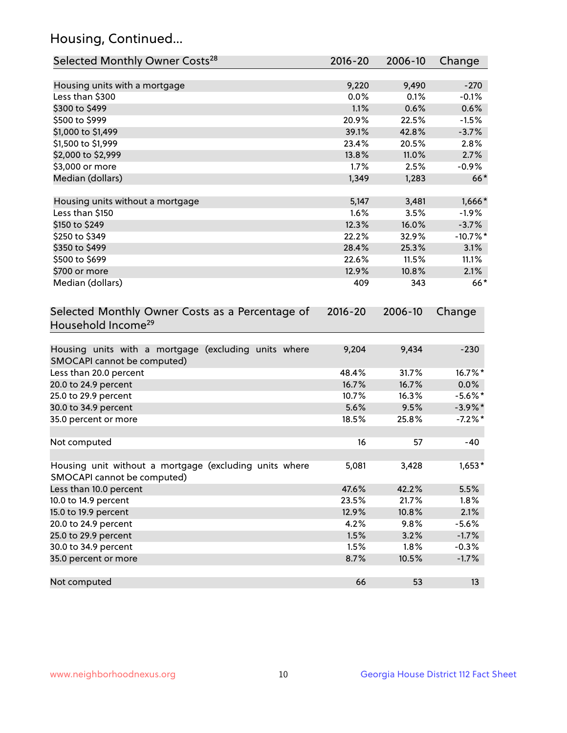## Housing, Continued...

| Selected Monthly Owner Costs[28] | 2016-20 | 2006-10 | Change |
|---|---|---|---|
| Housing units with a mortgage | 9,220 | 9,490 | -270 |
| Less than $300 | 0.0% | 0.1% | -0.1% |
| $300 to $499 | 1.1% | 0.6% | 0.6% |
| $500 to $999 | 20.9% | 22.5% | -1.5% |
| $1,000 to $1,499 | 39.1% | 42.8% | -3.7% |
| $1,500 to $1,999 | 23.4% | 20.5% | 2.8% |
| $2,000 to $2,999 | 13.8% | 11.0% | 2.7% |
| $3,000 or more | 1.7% | 2.5% | -0.9% |
| Median (dollars) | 1,349 | 1,283 | 66* |
| | | | |
| Housing units without a mortgage | 5,147 | 3,481 | 1,666* |
| Less than $150 | 1.6% | 3.5% | -1.9% |
| $150 to $249 | 12.3% | 16.0% | -3.7% |
| $250 to $349 | 22.2% | 32.9% | -10.7%* |
| $350 to $499 | 28.4% | 25.3% | 3.1% |
| $500 to $699 | 22.6% | 11.5% | 11.1% |
| $700 or more | 12.9% | 10.8% | 2.1% |
| Median (dollars) | 409 | 343 | 66* |

| Selected Monthly Owner Costs as a Percentage of Household Income[29] | 2016-20 | 2006-10 | Change |
|---|---|---|---|
| Housing units with a mortgage (excluding units where SMOCAPI cannot be computed) | 9,204 | 9,434 | -230 |
| Less than 20.0 percent | 48.4% | 31.7% | 16.7%* |
| 20.0 to 24.9 percent | 16.7% | 16.7% | 0.0% |
| 25.0 to 29.9 percent | 10.7% | 16.3% | -5.6%* |
| 30.0 to 34.9 percent | 5.6% | 9.5% | -3.9%* |
| 35.0 percent or more | 18.5% | 25.8% | -7.2%* |
| | | | |
| Not computed | 16 | 57 | -40 |
| | | | |
| Housing unit without a mortgage (excluding units where SMOCAPI cannot be computed) | 5,081 | 3,428 | 1,653* |
| Less than 10.0 percent | 47.6% | 42.2% | 5.5% |
| 10.0 to 14.9 percent | 23.5% | 21.7% | 1.8% |
| 15.0 to 19.9 percent | 12.9% | 10.8% | 2.1% |
| 20.0 to 24.9 percent | 4.2% | 9.8% | -5.6% |
| 25.0 to 29.9 percent | 1.5% | 3.2% | -1.7% |
| 30.0 to 34.9 percent | 1.5% | 1.8% | -0.3% |
| 35.0 percent or more | 8.7% | 10.5% | -1.7% |
| | | | |
| Not computed | 66 | 53 | 13 |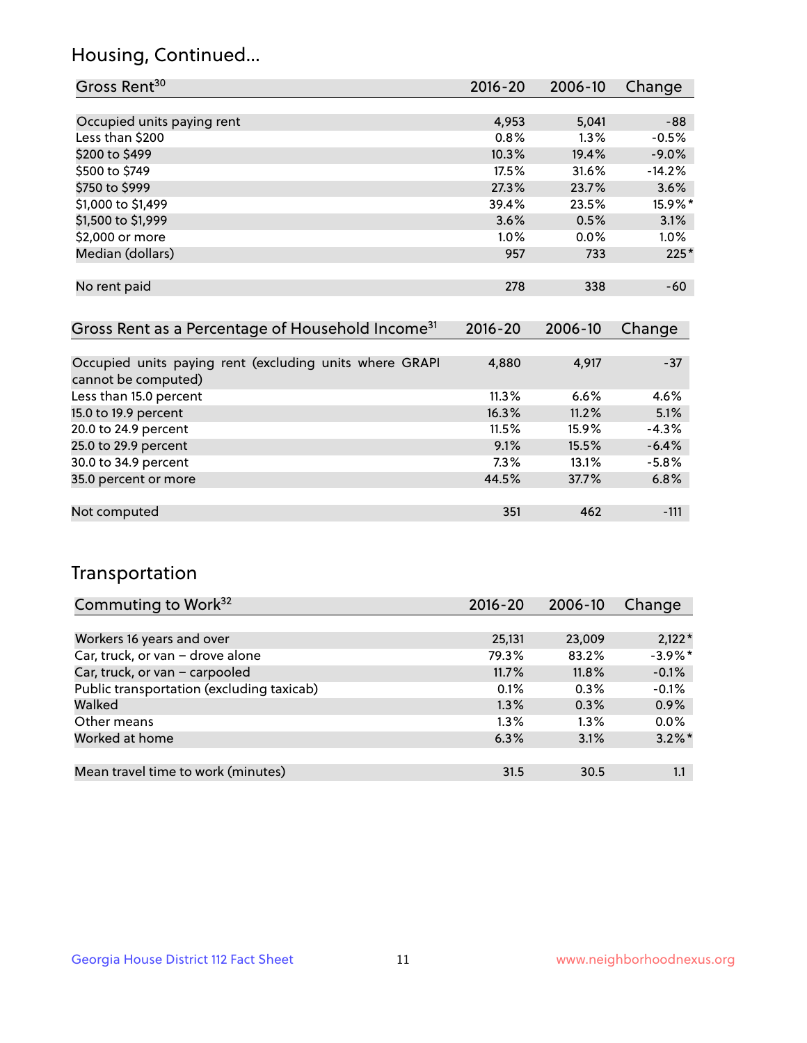## Housing, Continued...

| Gross Rent[30] | 2016-20 | 2006-10 | Change |
|---|---|---|---|
| Occupied units paying rent | 4,953 | 5,041 | -88 |
| Less than $200 | 0.8% | 1.3% | -0.5% |
| $200 to $499 | 10.3% | 19.4% | -9.0% |
| $500 to $749 | 17.5% | 31.6% | -14.2% |
| $750 to $999 | 27.3% | 23.7% | 3.6% |
| $1,000 to $1,499 | 39.4% | 23.5% | 15.9%* |
| $1,500 to $1,999 | 3.6% | 0.5% | 3.1% |
| $2,000 or more | 1.0% | 0.0% | 1.0% |
| Median (dollars) | 957 | 733 | 225* |
| No rent paid | 278 | 338 | -60 |

| Gross Rent as a Percentage of Household Income[31] | 2016-20 | 2006-10 | Change |
|---|---|---|---|
| Occupied units paying rent (excluding units where GRAPI cannot be computed) | 4,880 | 4,917 | -37 |
| Less than 15.0 percent | 11.3% | 6.6% | 4.6% |
| 15.0 to 19.9 percent | 16.3% | 11.2% | 5.1% |
| 20.0 to 24.9 percent | 11.5% | 15.9% | -4.3% |
| 25.0 to 29.9 percent | 9.1% | 15.5% | -6.4% |
| 30.0 to 34.9 percent | 7.3% | 13.1% | -5.8% |
| 35.0 percent or more | 44.5% | 37.7% | 6.8% |
| Not computed | 351 | 462 | -111 |

## Transportation

| Commuting to Work[32] | 2016-20 | 2006-10 | Change |
|---|---|---|---|
| Workers 16 years and over | 25,131 | 23,009 | 2,122* |
| Car, truck, or van – drove alone | 79.3% | 83.2% | -3.9%* |
| Car, truck, or van – carpooled | 11.7% | 11.8% | -0.1% |
| Public transportation (excluding taxicab) | 0.1% | 0.3% | -0.1% |
| Walked | 1.3% | 0.3% | 0.9% |
| Other means | 1.3% | 1.3% | 0.0% |
| Worked at home | 6.3% | 3.1% | 3.2%* |
| Mean travel time to work (minutes) | 31.5 | 30.5 | 1.1 |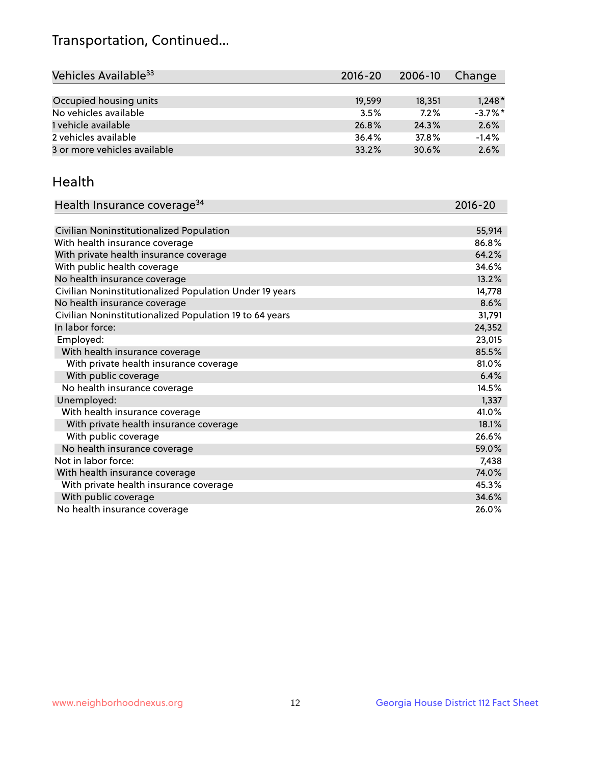# Transportation, Continued...

| Vehicles Available[33] | 2016-20 | 2006-10 | Change |
|---|---|---|---|
| Occupied housing units | 19,599 | 18,351 | 1,248* |
| No vehicles available | 3.5% | 7.2% | -3.7%* |
| 1 vehicle available | 26.8% | 24.3% | 2.6% |
| 2 vehicles available | 36.4% | 37.8% | -1.4% |
| 3 or more vehicles available | 33.2% | 30.6% | 2.6% |

## Health

| Health Insurance coverage[34] | 2016-20 |
|---|---|
| Civilian Noninstitutionalized Population | 55,914 |
| With health insurance coverage | 86.8% |
| With private health insurance coverage | 64.2% |
| With public health coverage | 34.6% |
| No health insurance coverage | 13.2% |
| Civilian Noninstitutionalized Population Under 19 years | 14,778 |
| No health insurance coverage | 8.6% |
| Civilian Noninstitutionalized Population 19 to 64 years | 31,791 |
| In labor force: | 24,352 |
| Employed: | 23,015 |
| With health insurance coverage | 85.5% |
| With private health insurance coverage | 81.0% |
| With public coverage | 6.4% |
| No health insurance coverage | 14.5% |
| Unemployed: | 1,337 |
| With health insurance coverage | 41.0% |
| With private health insurance coverage | 18.1% |
| With public coverage | 26.6% |
| No health insurance coverage | 59.0% |
| Not in labor force: | 7,438 |
| With health insurance coverage | 74.0% |
| With private health insurance coverage | 45.3% |
| With public coverage | 34.6% |
| No health insurance coverage | 26.0% |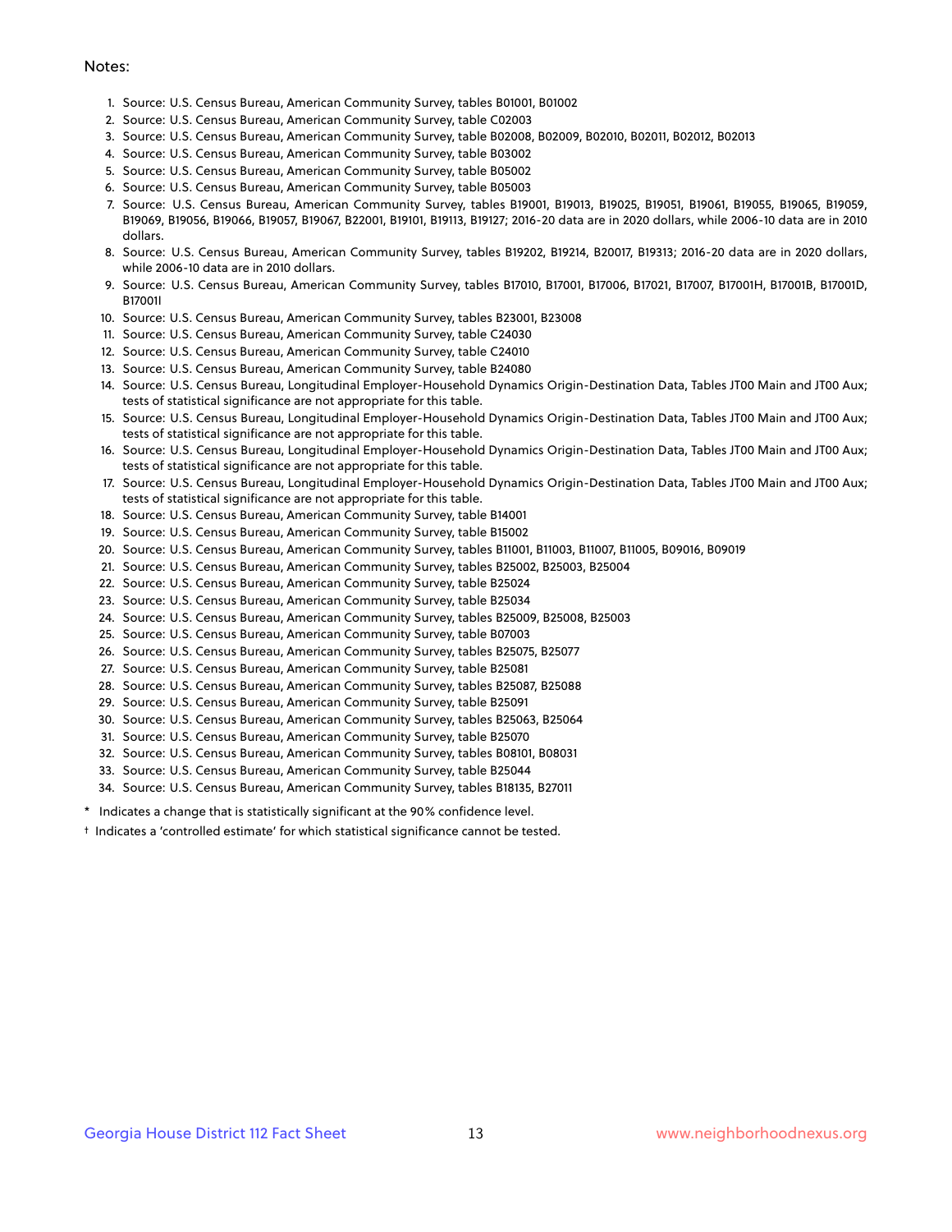Notes:

1. Source: U.S. Census Bureau, American Community Survey, tables B01001, B01002
2. Source: U.S. Census Bureau, American Community Survey, table C02003
3. Source: U.S. Census Bureau, American Community Survey, table B02008, B02009, B02010, B02011, B02012, B02013
4. Source: U.S. Census Bureau, American Community Survey, table B03002
5. Source: U.S. Census Bureau, American Community Survey, table B05002
6. Source: U.S. Census Bureau, American Community Survey, table B05003
7. Source: U.S. Census Bureau, American Community Survey, tables B19001, B19013, B19025, B19051, B19061, B19055, B19065, B19059, B19069, B19056, B19066, B19057, B19067, B22001, B19101, B19113, B19127; 2016-20 data are in 2020 dollars, while 2006-10 data are in 2010 dollars.
8. Source: U.S. Census Bureau, American Community Survey, tables B19202, B19214, B20017, B19313; 2016-20 data are in 2020 dollars, while 2006-10 data are in 2010 dollars.
9. Source: U.S. Census Bureau, American Community Survey, tables B17010, B17001, B17006, B17021, B17007, B17001H, B17001B, B17001D, B17001I
10. Source: U.S. Census Bureau, American Community Survey, tables B23001, B23008
11. Source: U.S. Census Bureau, American Community Survey, table C24030
12. Source: U.S. Census Bureau, American Community Survey, table C24010
13. Source: U.S. Census Bureau, American Community Survey, table B24080
14. Source: U.S. Census Bureau, Longitudinal Employer-Household Dynamics Origin-Destination Data, Tables JT00 Main and JT00 Aux; tests of statistical significance are not appropriate for this table.
15. Source: U.S. Census Bureau, Longitudinal Employer-Household Dynamics Origin-Destination Data, Tables JT00 Main and JT00 Aux; tests of statistical significance are not appropriate for this table.
16. Source: U.S. Census Bureau, Longitudinal Employer-Household Dynamics Origin-Destination Data, Tables JT00 Main and JT00 Aux; tests of statistical significance are not appropriate for this table.
17. Source: U.S. Census Bureau, Longitudinal Employer-Household Dynamics Origin-Destination Data, Tables JT00 Main and JT00 Aux; tests of statistical significance are not appropriate for this table.
18. Source: U.S. Census Bureau, American Community Survey, table B14001
19. Source: U.S. Census Bureau, American Community Survey, table B15002
20. Source: U.S. Census Bureau, American Community Survey, tables B11001, B11003, B11007, B11005, B09016, B09019
21. Source: U.S. Census Bureau, American Community Survey, tables B25002, B25003, B25004
22. Source: U.S. Census Bureau, American Community Survey, table B25024
23. Source: U.S. Census Bureau, American Community Survey, table B25034
24. Source: U.S. Census Bureau, American Community Survey, tables B25009, B25008, B25003
25. Source: U.S. Census Bureau, American Community Survey, table B07003
26. Source: U.S. Census Bureau, American Community Survey, tables B25075, B25077
27. Source: U.S. Census Bureau, American Community Survey, table B25081
28. Source: U.S. Census Bureau, American Community Survey, tables B25087, B25088
29. Source: U.S. Census Bureau, American Community Survey, table B25091
30. Source: U.S. Census Bureau, American Community Survey, tables B25063, B25064
31. Source: U.S. Census Bureau, American Community Survey, table B25070
32. Source: U.S. Census Bureau, American Community Survey, tables B08101, B08031
33. Source: U.S. Census Bureau, American Community Survey, table B25044
34. Source: U.S. Census Bureau, American Community Survey, tables B18135, B27011

\* Indicates a change that is statistically significant at the 90% confidence level.

† Indicates a 'controlled estimate' for which statistical significance cannot be tested.